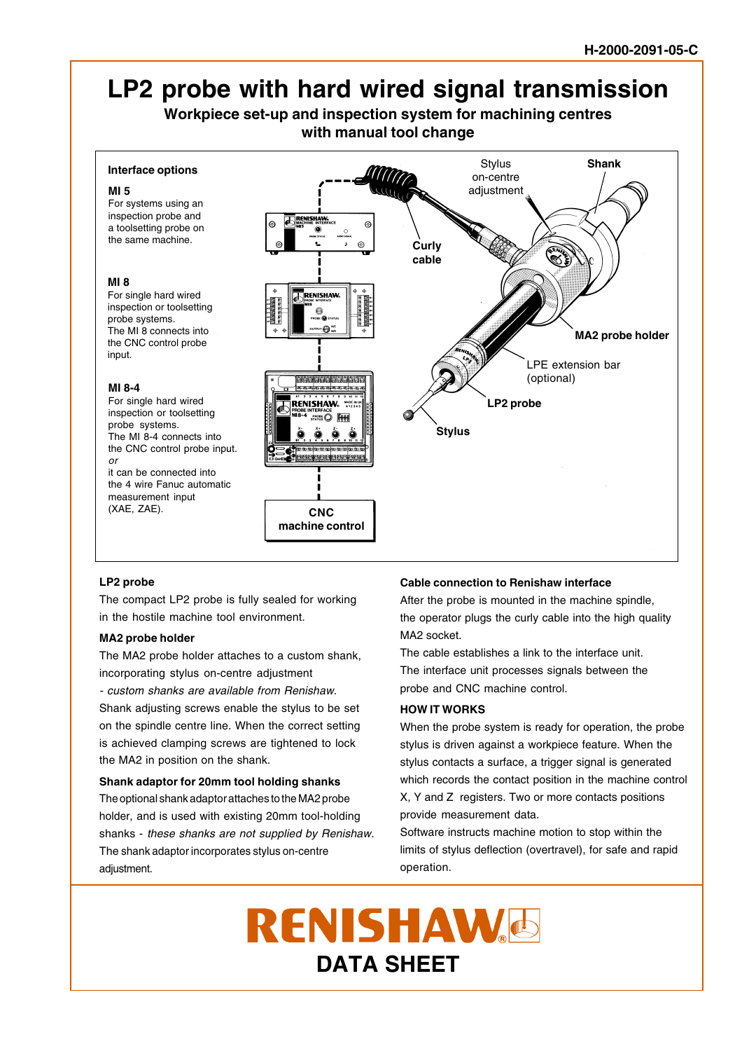H-2000-2091-05-C

# LP2 probe with hard wired signal transmission

## Workpiece set-up and inspection system for machining centres with manual tool change

**Interface options**

**MI 5**
For systems using an inspection probe and a toolsetting probe on the same machine.

**MI 8**
For single hard wired inspection or toolsetting probe systems.
The MI 8 connects into the CNC control probe input.

**MI 8-4**
For single hard wired inspection or toolsetting probe systems.
The MI 8-4 connects into the CNC control probe input.
*or*
it can be connected into the 4 wire Fanuc automatic measurement input (XAE, ZAE).

Stylus on-centre adjustment

**Shank**

**Curly cable**

**MA2 probe holder**

LPE extension bar (optional)

**LP2 probe**

**Stylus**

**CNC machine control**

### LP2 probe

The compact LP2 probe is fully sealed for working in the hostile machine tool environment.

### MA2 probe holder

The MA2 probe holder attaches to a custom shank, incorporating stylus on-centre adjustment
- *custom shanks are available from Renishaw.*
Shank adjusting screws enable the stylus to be set on the spindle centre line. When the correct setting is achieved clamping screws are tightened to lock the MA2 in position on the shank.

### Shank adaptor for 20mm tool holding shanks

The optional shank adaptor attaches to the MA2 probe holder, and is used with existing 20mm tool-holding shanks - *these shanks are not supplied by Renishaw.* The shank adaptor incorporates stylus on-centre adjustment.

### Cable connection to Renishaw interface

After the probe is mounted in the machine spindle, the operator plugs the curly cable into the high quality MA2 socket.
The cable establishes a link to the interface unit.
The interface unit processes signals between the probe and CNC machine control.

### HOW IT WORKS

When the probe system is ready for operation, the probe stylus is driven against a workpiece feature. When the stylus contacts a surface, a trigger signal is generated which records the contact position in the machine control X, Y and Z registers. Two or more contacts positions provide measurement data.
Software instructs machine motion to stop within the limits of stylus deflection (overtravel), for safe and rapid operation.

**RENISHAW**

**DATA SHEET**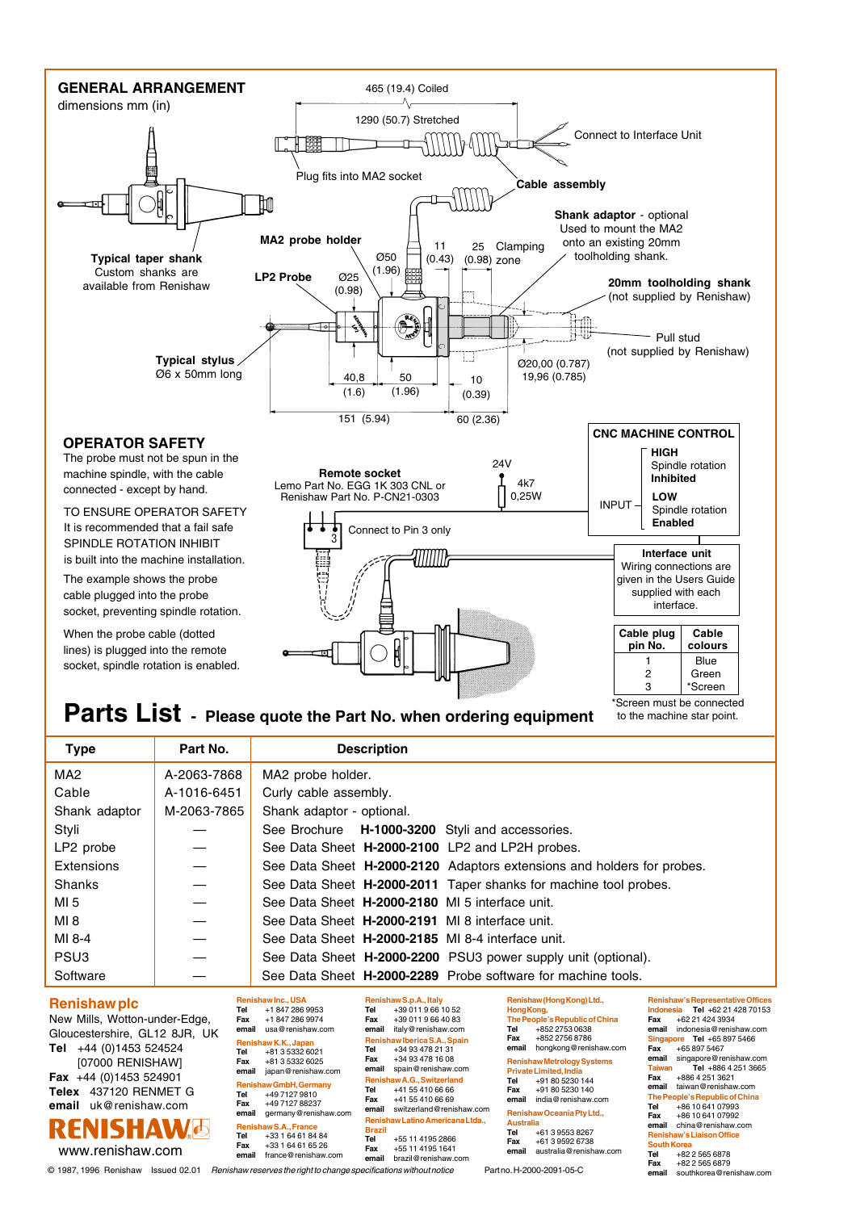## GENERAL ARRANGEMENT

dimensions mm (in)

465 (19.4) Coiled

1290 (50.7) Stretched

Connect to Interface Unit

Plug fits into MA2 socket

**Cable assembly**

**Shank adaptor** - optional
Used to mount the MA2 onto an existing 20mm toolholding shank.

**Typical taper shank**
Custom shanks are available from Renishaw

**MA2 probe holder**

**LP2 Probe**

Ø50 (1.96)

11 (0.43)

25 (0.98) Clamping zone

Ø25 (0.98)

**20mm toolholding shank**
(not supplied by Renishaw)

Pull stud
(not supplied by Renishaw)

**Typical stylus**
Ø6 x 50mm long

Ø20,00 (0.787)
19,96 (0.785)

40,8 (1.6)

50 (1.96)

10 (0.39)

151 (5.94)

60 (2.36)

## OPERATOR SAFETY

The probe must not be spun in the machine spindle, with the cable connected - except by hand.

TO ENSURE OPERATOR SAFETY
It is recommended that a fail safe SPINDLE ROTATION INHIBIT is built into the machine installation.

The example shows the probe cable plugged into the probe socket, preventing spindle rotation.

When the probe cable (dotted lines) is plugged into the remote socket, spindle rotation is enabled.

**Remote socket**
Lemo Part No. EGG 1K 303 CNL or
Renishaw Part No. P-CN21-0303

Connect to Pin 3 only

24V

4k7
0,25W

**CNC MACHINE CONTROL**

INPUT

**HIGH**
Spindle rotation
**Inhibited**

**LOW**
Spindle rotation
**Enabled**

**Interface unit**
Wiring connections are given in the Users Guide supplied with each interface.

| Cable plug pin No. | Cable colours |
|---|---|
| 1 | Blue |
| 2 | Green |
| 3 | *Screen |

*Screen must be connected to the machine star point.

# Parts List - Please quote the Part No. when ordering equipment

| Type | Part No. | Description |
|---|---|---|
| MA2 | A-2063-7868 | MA2 probe holder. |
| Cable | A-1016-6451 | Curly cable assembly. |
| Shank adaptor | M-2063-7865 | Shank adaptor - optional. |
| Styli | — | See Brochure **H-1000-3200** Styli and accessories. |
| LP2 probe | — | See Data Sheet **H-2000-2100** LP2 and LP2H probes. |
| Extensions | — | See Data Sheet **H-2000-2120** Adaptors extensions and holders for probes. |
| Shanks | — | See Data Sheet **H-2000-2011** Taper shanks for machine tool probes. |
| MI 5 | — | See Data Sheet **H-2000-2180** MI 5 interface unit. |
| MI 8 | — | See Data Sheet **H-2000-2191** MI 8 interface unit. |
| MI 8-4 | — | See Data Sheet **H-2000-2185** MI 8-4 interface unit. |
| PSU3 | — | See Data Sheet **H-2000-2200** PSU3 power supply unit (optional). |
| Software | — | See Data Sheet **H-2000-2289** Probe software for machine tools. |

**Renishaw plc**
New Mills, Wotton-under-Edge,
Gloucestershire, GL12 8JR, UK
**Tel** +44 (0)1453 524524
[07000 RENISHAW]
**Fax** +44 (0)1453 524901
**Telex** 437120 RENMET G
**email** uk@renishaw.com

www.renishaw.com

**Renishaw Inc., USA**
Tel +1 847 286 9953
Fax +1 847 286 9974
email usa@renishaw.com

**Renishaw K.K., Japan**
Tel +81 3 5332 6021
Fax +81 3 5332 6025
email japan@renishaw.com

**Renishaw GmbH, Germany**
Tel +49 7127 9810
Fax +49 7127 88237
email germany@renishaw.com

**Renishaw S.A., France**
Tel +33 1 64 61 84 84
Fax +33 1 64 61 65 26
email france@renishaw.com

**Renishaw S.p.A., Italy**
Tel +39 011 9 66 10 52
Fax +39 011 9 66 40 83
email italy@renishaw.com

**Renishaw Iberica S.A., Spain**
Tel +34 93 478 21 31
Fax +34 93 478 16 08
email spain@renishaw.com

**Renishaw A.G., Switzerland**
Tel +41 55 410 66 66
Fax +41 55 410 66 69
email switzerland@renishaw.com

**Renishaw Latino Americana Ltda., Brazil**
Tel +55 11 4195 2866
Fax +55 11 4195 1641
email brazil@renishaw.com

**Renishaw (Hong Kong) Ltd., Hong Kong, The People's Republic of China**
Tel +852 2753 0638
Fax +852 2756 8786
email hongkong@renishaw.com

**Renishaw Metrology Systems Private Limited, India**
Tel +91 80 5230 144
Fax +91 80 5230 140
email india@renishaw.com

**Renishaw Oceania Pty Ltd., Australia**
Tel +61 3 9553 8267
Fax +61 3 9592 6738
email australia@renishaw.com

**Renishaw's Representative Offices**
**Indonesia** Tel +62 21 428 70153
Fax +62 21 424 3934
email indonesia@renishaw.com
**Singapore** Tel +65 897 5466
Fax +65 897 5467
email singapore@renishaw.com
**Taiwan** Tel +886 4 251 3665
Fax +886 4 251 3621
email taiwan@renishaw.com
**The People's Republic of China**
Tel +86 10 641 07993
Fax +86 10 641 07992
email china@renishaw.com
**Renishaw's Liaison Office South Korea**
Tel +82 2 565 6878
Fax +82 2 565 6879
email southkorea@renishaw.com

© 1987, 1996 Renishaw Issued 02.01 *Renishaw reserves the right to change specifications without notice* Part no. H-2000-2091-05-C